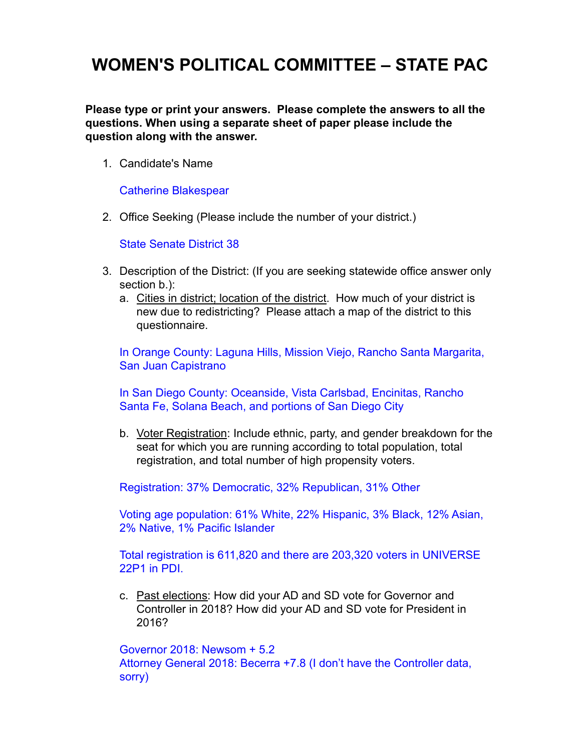# WOMEN'S POLITICAL COMMITTEE – STATE PAC

**Please type or print your answers. Please complete the answers to all the questions. When using a separate sheet of paper please include the question along with the answer.**

1. Candidate's Name

   Catherine Blakespear

2. Office Seeking (Please include the number of your district.)

   State Senate District 38

3. Description of the District: (If you are seeking statewide office answer only section b.):
   a. Cities in district; location of the district. How much of your district is new due to redistricting? Please attach a map of the district to this questionnaire.

   In Orange County: Laguna Hills, Mission Viejo, Rancho Santa Margarita, San Juan Capistrano

   In San Diego County: Oceanside, Vista Carlsbad, Encinitas, Rancho Santa Fe, Solana Beach, and portions of San Diego City

   b. Voter Registration: Include ethnic, party, and gender breakdown for the seat for which you are running according to total population, total registration, and total number of high propensity voters.

   Registration: 37% Democratic, 32% Republican, 31% Other

   Voting age population: 61% White, 22% Hispanic, 3% Black, 12% Asian, 2% Native, 1% Pacific Islander

   Total registration is 611,820 and there are 203,320 voters in UNIVERSE 22P1 in PDI.

   c. Past elections: How did your AD and SD vote for Governor and Controller in 2018? How did your AD and SD vote for President in 2016?

   Governor 2018: Newsom + 5.2
   Attorney General 2018: Becerra +7.8 (I don't have the Controller data, sorry)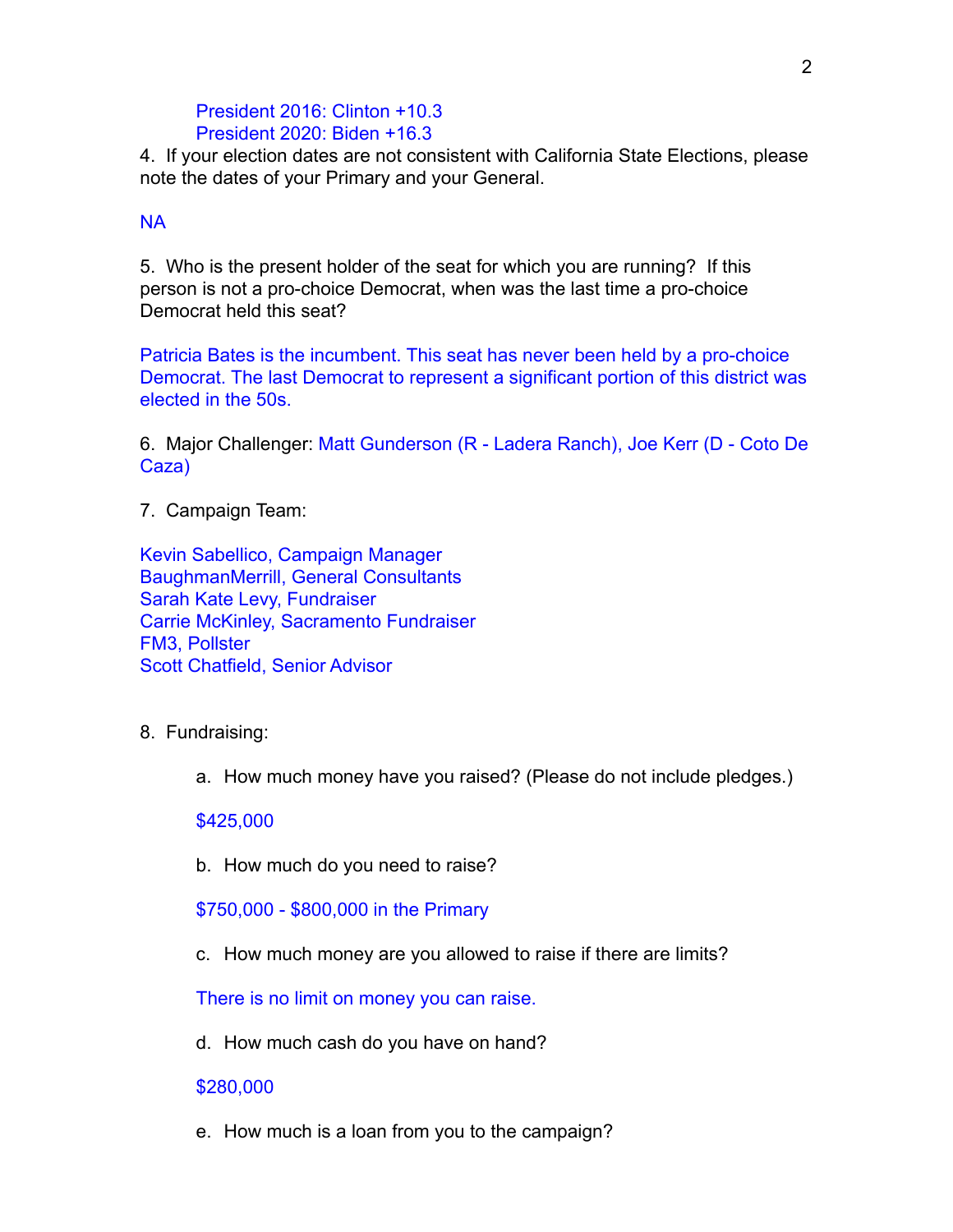President 2016: Clinton +10.3
President 2020: Biden +16.3

4. If your election dates are not consistent with California State Elections, please note the dates of your Primary and your General.

NA

5. Who is the present holder of the seat for which you are running? If this person is not a pro-choice Democrat, when was the last time a pro-choice Democrat held this seat?

Patricia Bates is the incumbent. This seat has never been held by a pro-choice Democrat. The last Democrat to represent a significant portion of this district was elected in the 50s.

6. Major Challenger: Matt Gunderson (R - Ladera Ranch), Joe Kerr (D - Coto De Caza)

7. Campaign Team:

Kevin Sabellico, Campaign Manager
BaughmanMerrill, General Consultants
Sarah Kate Levy, Fundraiser
Carrie McKinley, Sacramento Fundraiser
FM3, Pollster
Scott Chatfield, Senior Advisor

8. Fundraising:

a. How much money have you raised? (Please do not include pledges.)

$425,000

b. How much do you need to raise?

$750,000 - $800,000 in the Primary

c. How much money are you allowed to raise if there are limits?

There is no limit on money you can raise.

d. How much cash do you have on hand?

$280,000

e. How much is a loan from you to the campaign?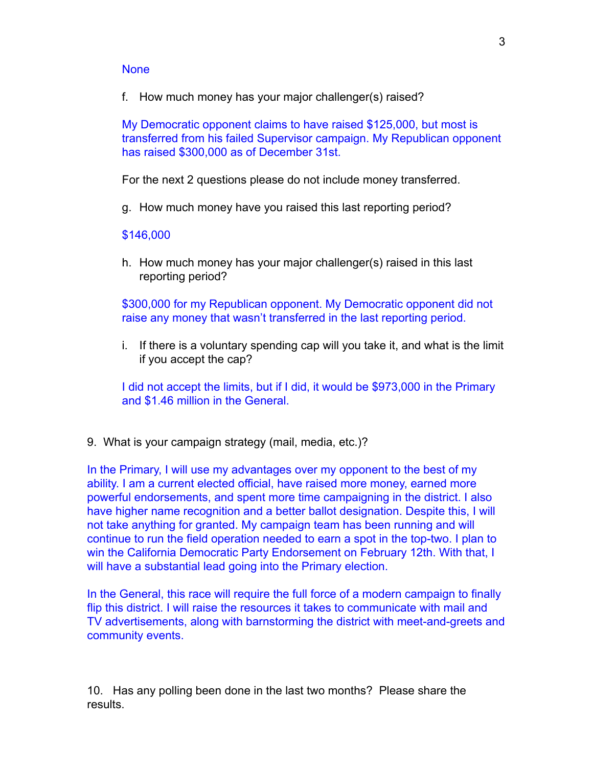None

f. How much money has your major challenger(s) raised?

My Democratic opponent claims to have raised $125,000, but most is transferred from his failed Supervisor campaign. My Republican opponent has raised $300,000 as of December 31st.

For the next 2 questions please do not include money transferred.

g. How much money have you raised this last reporting period?

$146,000

h. How much money has your major challenger(s) raised in this last reporting period?

$300,000 for my Republican opponent. My Democratic opponent did not raise any money that wasn't transferred in the last reporting period.

i. If there is a voluntary spending cap will you take it, and what is the limit if you accept the cap?

I did not accept the limits, but if I did, it would be $973,000 in the Primary and $1.46 million in the General.

9. What is your campaign strategy (mail, media, etc.)?

In the Primary, I will use my advantages over my opponent to the best of my ability. I am a current elected official, have raised more money, earned more powerful endorsements, and spent more time campaigning in the district. I also have higher name recognition and a better ballot designation. Despite this, I will not take anything for granted. My campaign team has been running and will continue to run the field operation needed to earn a spot in the top-two. I plan to win the California Democratic Party Endorsement on February 12th. With that, I will have a substantial lead going into the Primary election.

In the General, this race will require the full force of a modern campaign to finally flip this district. I will raise the resources it takes to communicate with mail and TV advertisements, along with barnstorming the district with meet-and-greets and community events.

10. Has any polling been done in the last two months? Please share the results.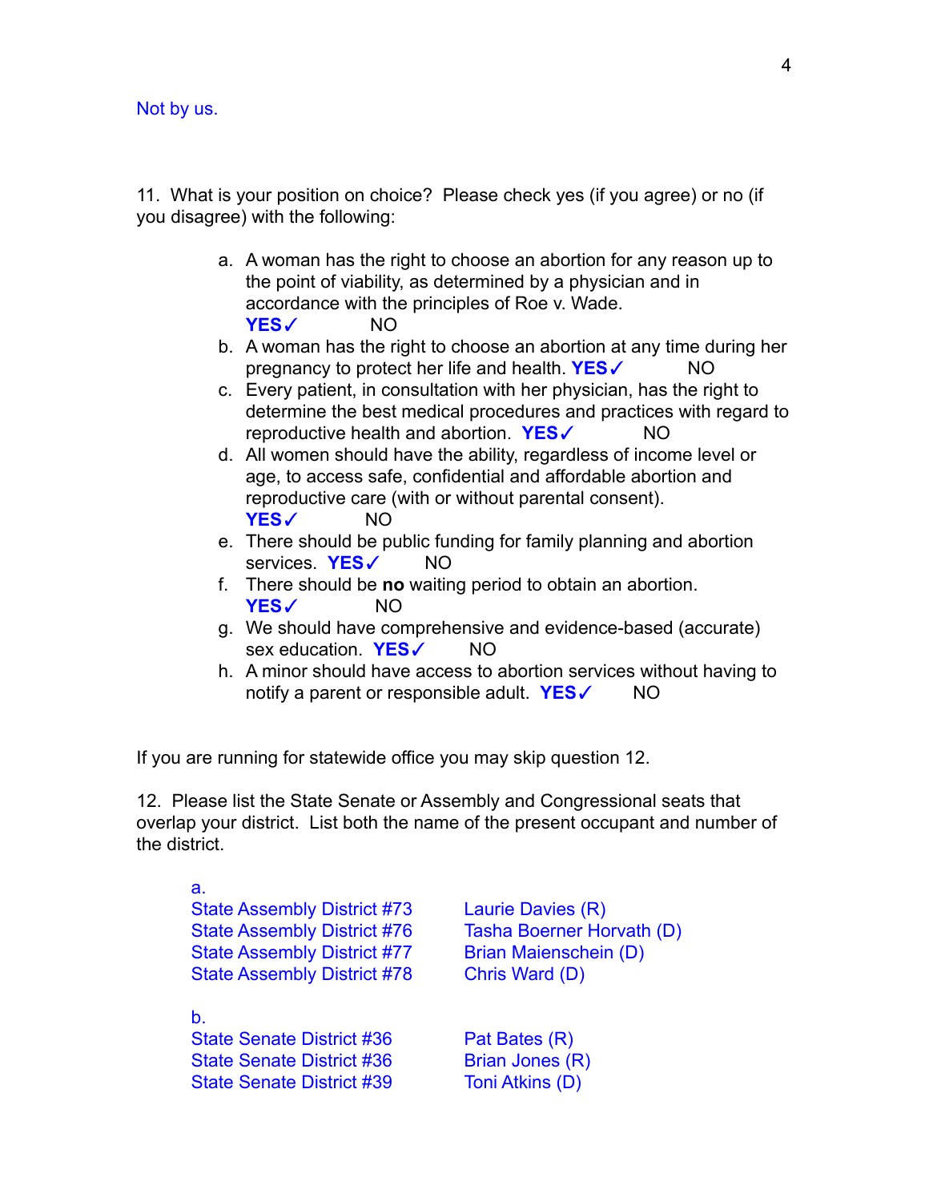Not by us.

11. What is your position on choice? Please check yes (if you agree) or no (if you disagree) with the following:

a. A woman has the right to choose an abortion for any reason up to the point of viability, as determined by a physician and in accordance with the principles of Roe v. Wade.
   **YES✓** NO
b. A woman has the right to choose an abortion at any time during her pregnancy to protect her life and health. **YES✓** NO
c. Every patient, in consultation with her physician, has the right to determine the best medical procedures and practices with regard to reproductive health and abortion. **YES✓** NO
d. All women should have the ability, regardless of income level or age, to access safe, confidential and affordable abortion and reproductive care (with or without parental consent).
   **YES✓** NO
e. There should be public funding for family planning and abortion services. **YES✓** NO
f. There should be **no** waiting period to obtain an abortion.
   **YES✓** NO
g. We should have comprehensive and evidence-based (accurate) sex education. **YES✓** NO
h. A minor should have access to abortion services without having to notify a parent or responsible adult. **YES✓** NO

If you are running for statewide office you may skip question 12.

12. Please list the State Senate or Assembly and Congressional seats that overlap your district. List both the name of the present occupant and number of the district.

a.

| | |
|---|---|
| State Assembly District #73 | Laurie Davies (R) |
| State Assembly District #76 | Tasha Boerner Horvath (D) |
| State Assembly District #77 | Brian Maienschein (D) |
| State Assembly District #78 | Chris Ward (D) |

b.

| | |
|---|---|
| State Senate District #36 | Pat Bates (R) |
| State Senate District #36 | Brian Jones (R) |
| State Senate District #39 | Toni Atkins (D) |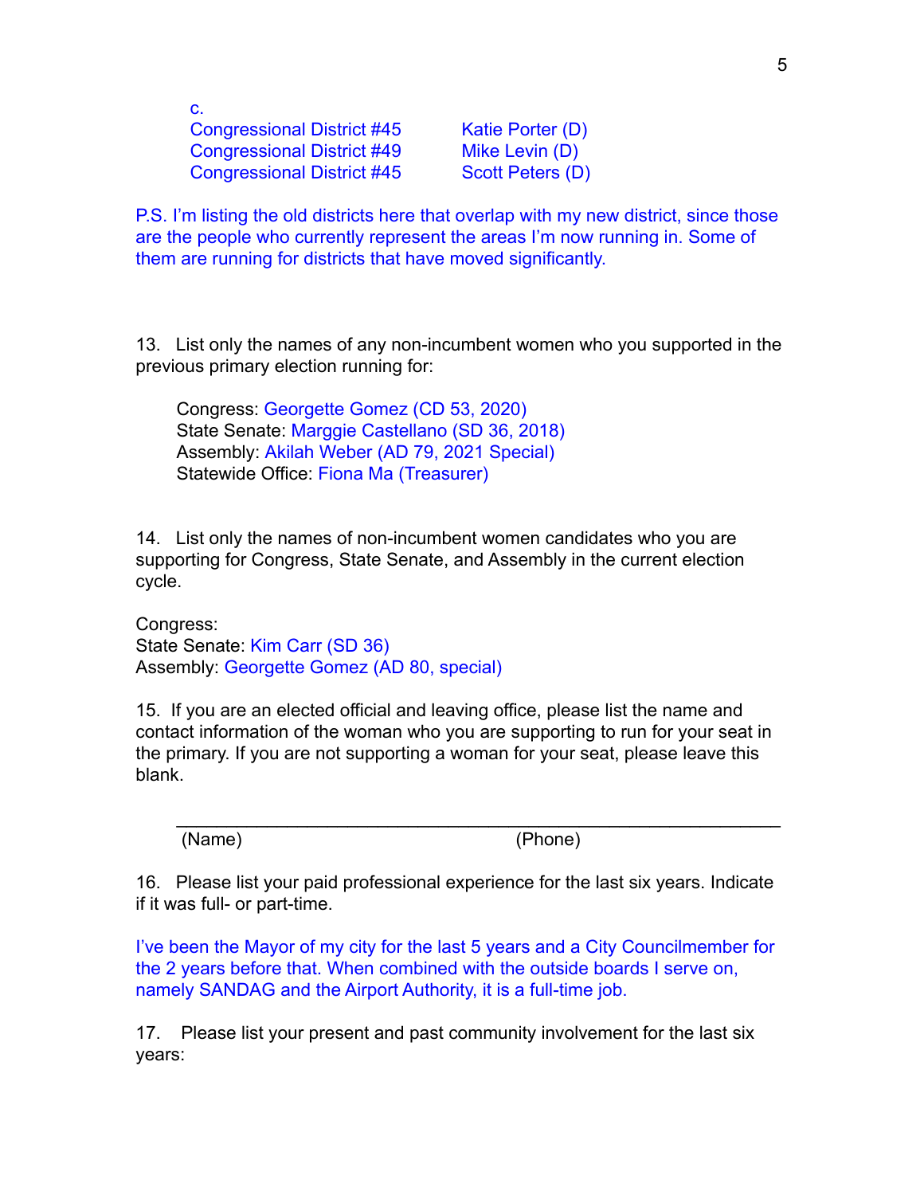c.

| | |
|---|---|
| Congressional District #45 | Katie Porter (D) |
| Congressional District #49 | Mike Levin (D) |
| Congressional District #45 | Scott Peters (D) |

P.S. I'm listing the old districts here that overlap with my new district, since those are the people who currently represent the areas I'm now running in. Some of them are running for districts that have moved significantly.

13. List only the names of any non-incumbent women who you supported in the previous primary election running for:

Congress: Georgette Gomez (CD 53, 2020)
State Senate: Marggie Castellano (SD 36, 2018)
Assembly: Akilah Weber (AD 79, 2021 Special)
Statewide Office: Fiona Ma (Treasurer)

14. List only the names of non-incumbent women candidates who you are supporting for Congress, State Senate, and Assembly in the current election cycle.

Congress:
State Senate: Kim Carr (SD 36)
Assembly: Georgette Gomez (AD 80, special)

15. If you are an elected official and leaving office, please list the name and contact information of the woman who you are supporting to run for your seat in the primary. If you are not supporting a woman for your seat, please leave this blank.

\_\_\_\_\_\_\_\_\_\_\_\_\_\_\_\_\_\_\_\_\_\_\_\_\_\_\_\_\_\_\_\_\_\_\_\_\_\_\_\_\_\_\_\_\_\_\_\_\_\_\_\_\_\_\_\_
(Name) (Phone)

16. Please list your paid professional experience for the last six years. Indicate if it was full- or part-time.

I've been the Mayor of my city for the last 5 years and a City Councilmember for the 2 years before that. When combined with the outside boards I serve on, namely SANDAG and the Airport Authority, it is a full-time job.

17. Please list your present and past community involvement for the last six years: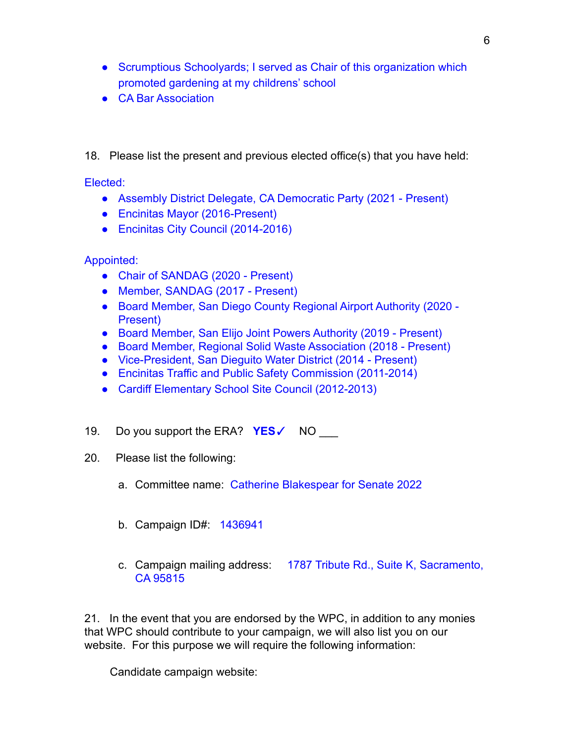- Scrumptious Schoolyards; I served as Chair of this organization which promoted gardening at my childrens' school
- CA Bar Association

18. Please list the present and previous elected office(s) that you have held:

Elected:

- Assembly District Delegate, CA Democratic Party (2021 - Present)
- Encinitas Mayor (2016-Present)
- Encinitas City Council (2014-2016)

Appointed:

- Chair of SANDAG (2020 - Present)
- Member, SANDAG (2017 - Present)
- Board Member, San Diego County Regional Airport Authority (2020 - Present)
- Board Member, San Elijo Joint Powers Authority (2019 - Present)
- Board Member, Regional Solid Waste Association (2018 - Present)
- Vice-President, San Dieguito Water District (2014 - Present)
- Encinitas Traffic and Public Safety Commission (2011-2014)
- Cardiff Elementary School Site Council (2012-2013)

19. Do you support the ERA? **YES✓** NO ___

20. Please list the following:

   a. Committee name: Catherine Blakespear for Senate 2022

   b. Campaign ID#: 1436941

   c. Campaign mailing address: 1787 Tribute Rd., Suite K, Sacramento, CA 95815

21. In the event that you are endorsed by the WPC, in addition to any monies that WPC should contribute to your campaign, we will also list you on our website. For this purpose we will require the following information:

Candidate campaign website: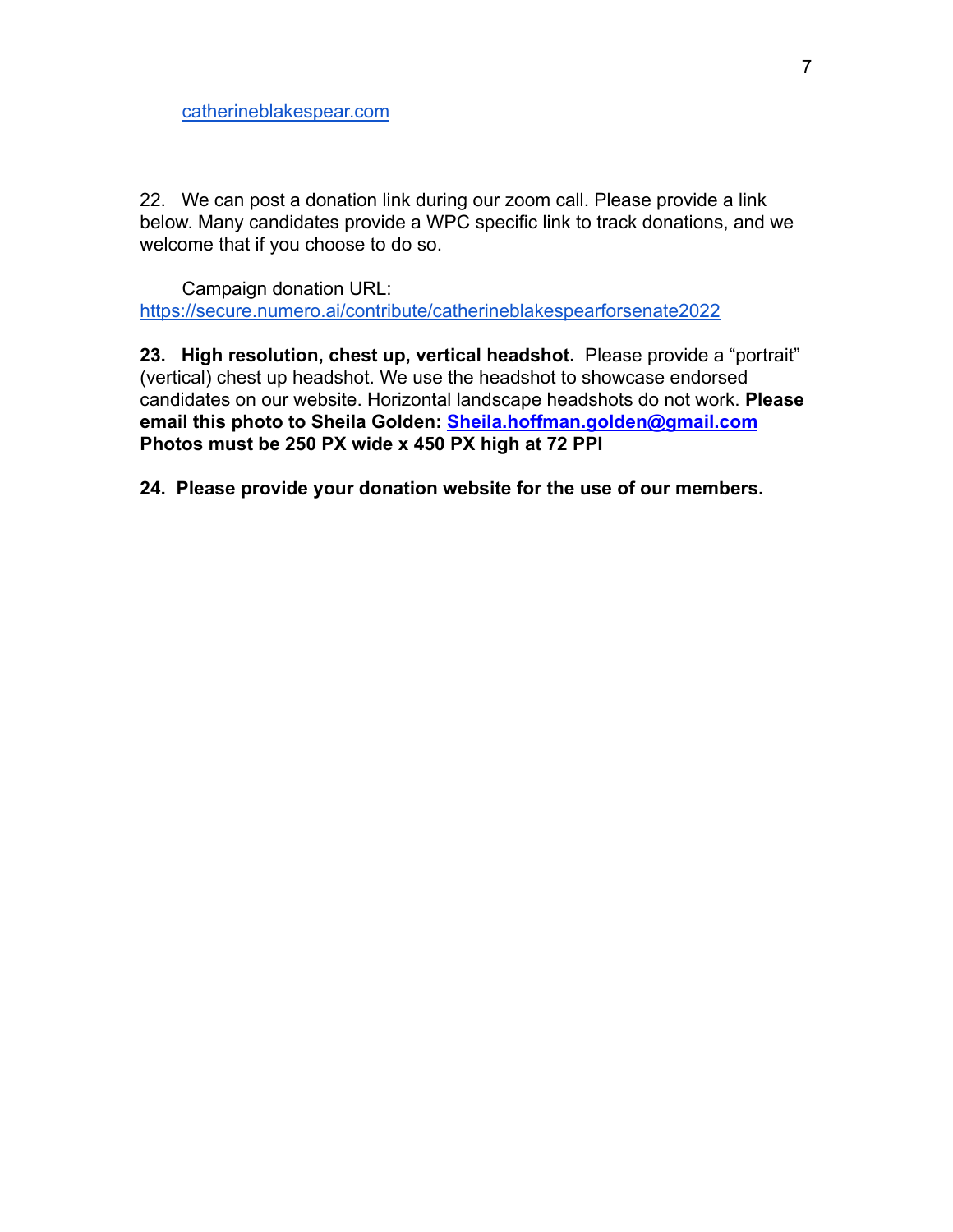catherineblakespear.com

22. We can post a donation link during our zoom call. Please provide a link below. Many candidates provide a WPC specific link to track donations, and we welcome that if you choose to do so.

Campaign donation URL: https://secure.numero.ai/contribute/catherineblakespearforsenate2022

**23. High resolution, chest up, vertical headshot.** Please provide a “portrait” (vertical) chest up headshot. We use the headshot to showcase endorsed candidates on our website. Horizontal landscape headshots do not work. **Please email this photo to Sheila Golden: Sheila.hoffman.golden@gmail.com Photos must be 250 PX wide x 450 PX high at 72 PPI**

**24. Please provide your donation website for the use of our members.**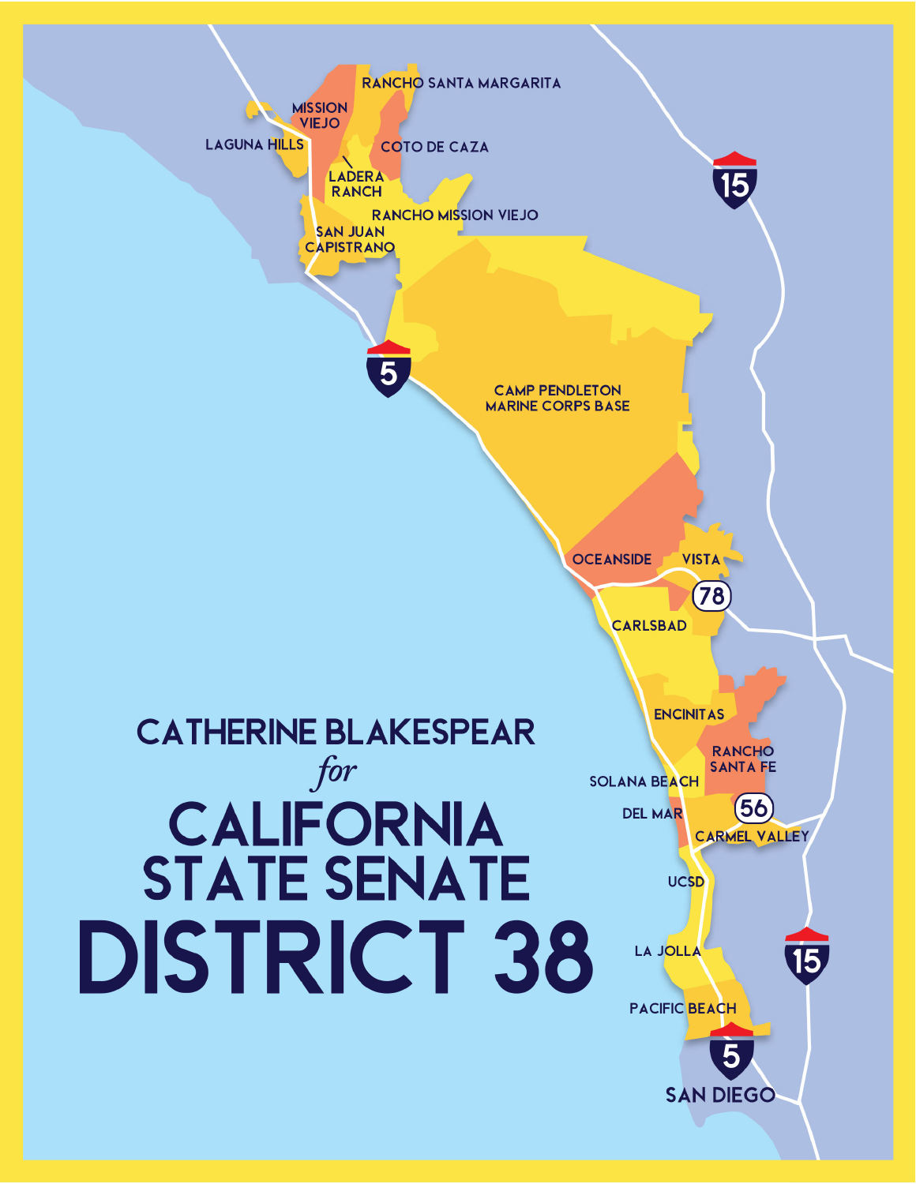# CATHERINE BLAKESPEAR

*for*

# CALIFORNIA STATE SENATE

# DISTRICT 38

RANCHO SANTA MARGARITA

MISSION VIEJO

LAGUNA HILLS

COTO DE CAZA

LADERA RANCH

RANCHO MISSION VIEJO

SAN JUAN CAPISTRANO

15

5

CAMP PENDLETON MARINE CORPS BASE

OCEANSIDE

VISTA

78

CARLSBAD

ENCINITAS

RANCHO SANTA FE

SOLANA BEACH

DEL MAR

56

CARMEL VALLEY

UCSD

LA JOLLA

15

PACIFIC BEACH

5

SAN DIEGO